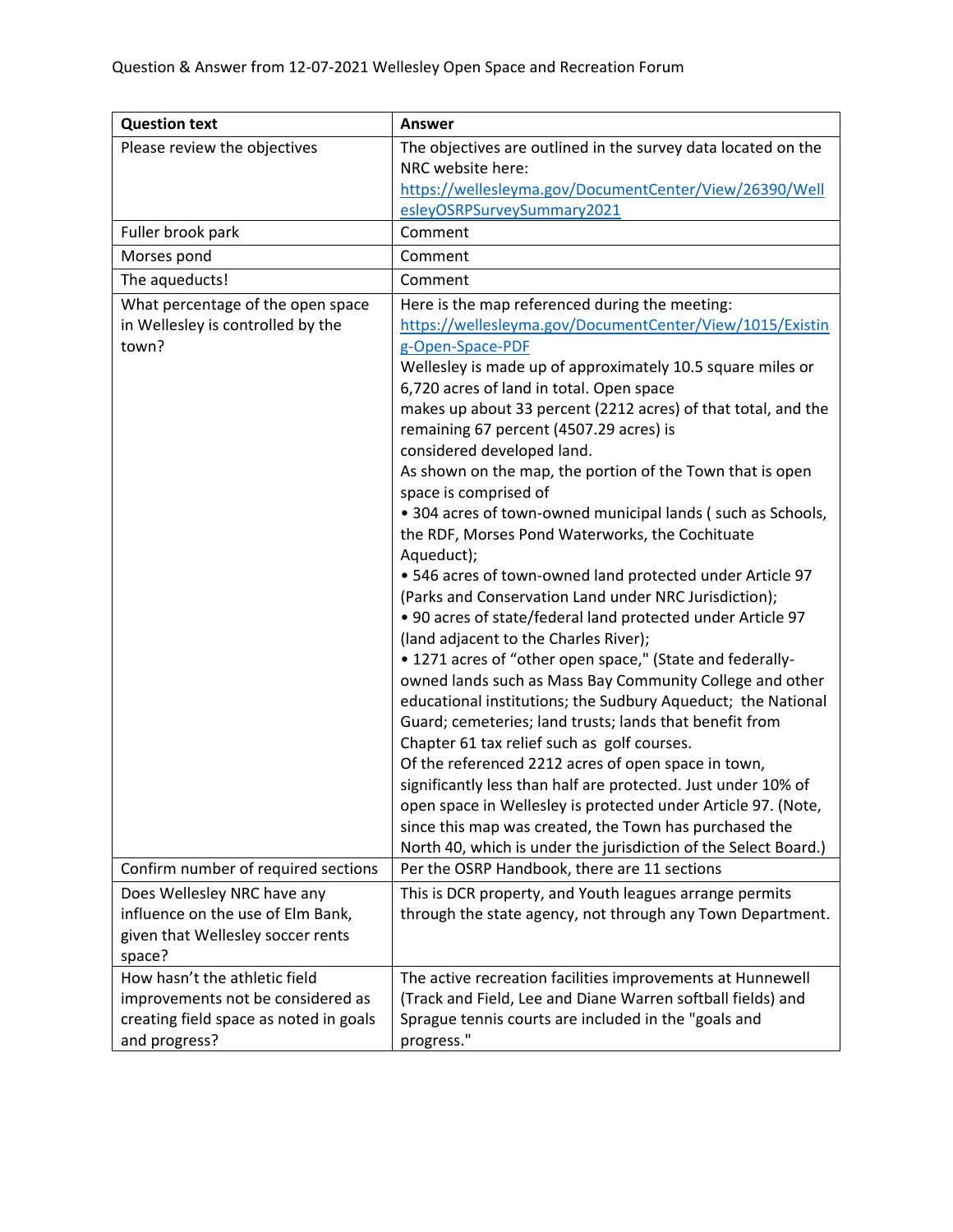Question & Answer from 12-07-2021 Wellesley Open Space and Recreation Forum

| Question text | Answer |
| --- | --- |
| Please review the objectives | The objectives are outlined in the survey data located on the NRC website here: https://wellesleyma.gov/DocumentCenter/View/26390/WellesleyOSRPSurveySummary2021 |
| Fuller brook park | Comment |
| Morses pond | Comment |
| The aqueducts! | Comment |
| What percentage of the open space in Wellesley is controlled by the town? | Here is the map referenced during the meeting: https://wellesleyma.gov/DocumentCenter/View/1015/Existing-Open-Space-PDF<br>Wellesley is made up of approximately 10.5 square miles or 6,720 acres of land in total. Open space makes up about 33 percent (2212 acres) of that total, and the remaining 67 percent (4507.29 acres) is considered developed land.<br>As shown on the map, the portion of the Town that is open space is comprised of<br>• 304 acres of town-owned municipal lands ( such as Schools, the RDF, Morses Pond Waterworks, the Cochituate Aqueduct);<br>• 546 acres of town-owned land protected under Article 97 (Parks and Conservation Land under NRC Jurisdiction);<br>• 90 acres of state/federal land protected under Article 97 (land adjacent to the Charles River);<br>• 1271 acres of "other open space," (State and federally-owned lands such as Mass Bay Community College and other educational institutions; the Sudbury Aqueduct; the National Guard; cemeteries; land trusts; lands that benefit from Chapter 61 tax relief such as golf courses.<br>Of the referenced 2212 acres of open space in town, significantly less than half are protected. Just under 10% of open space in Wellesley is protected under Article 97. (Note, since this map was created, the Town has purchased the North 40, which is under the jurisdiction of the Select Board.) |
| Confirm number of required sections | Per the OSRP Handbook, there are 11 sections |
| Does Wellesley NRC have any influence on the use of Elm Bank, given that Wellesley soccer rents space? | This is DCR property, and Youth leagues arrange permits through the state agency, not through any Town Department. |
| How hasn't the athletic field improvements not be considered as creating field space as noted in goals and progress? | The active recreation facilities improvements at Hunnewell (Track and Field, Lee and Diane Warren softball fields) and Sprague tennis courts are included in the "goals and progress." |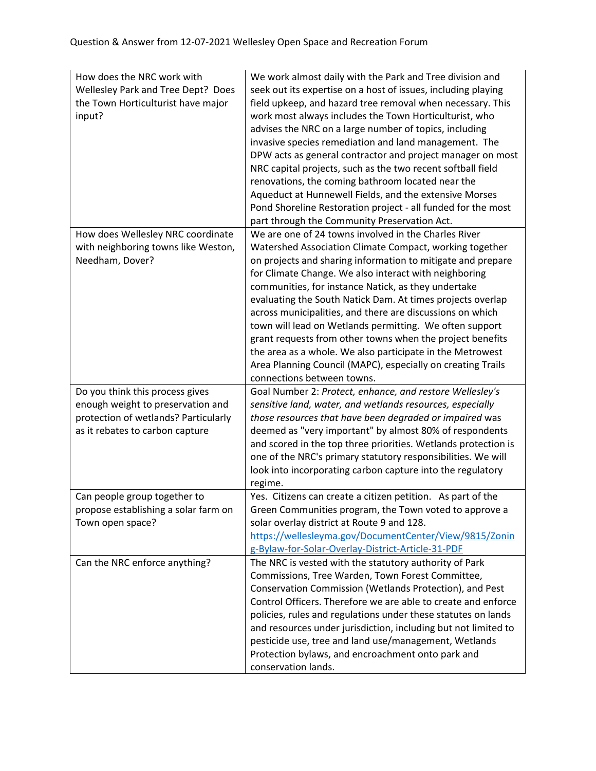| How does the NRC work with Wellesley Park and Tree Dept? Does the Town Horticulturist have major input? | We work almost daily with the Park and Tree division and seek out its expertise on a host of issues, including playing field upkeep, and hazard tree removal when necessary. This work most always includes the Town Horticulturist, who advises the NRC on a large number of topics, including invasive species remediation and land management. The DPW acts as general contractor and project manager on most NRC capital projects, such as the two recent softball field renovations, the coming bathroom located near the Aqueduct at Hunnewell Fields, and the extensive Morses Pond Shoreline Restoration project - all funded for the most part through the Community Preservation Act. |
|---|---|
| How does Wellesley NRC coordinate with neighboring towns like Weston, Needham, Dover? | We are one of 24 towns involved in the Charles River Watershed Association Climate Compact, working together on projects and sharing information to mitigate and prepare for Climate Change. We also interact with neighboring communities, for instance Natick, as they undertake evaluating the South Natick Dam. At times projects overlap across municipalities, and there are discussions on which town will lead on Wetlands permitting. We often support grant requests from other towns when the project benefits the area as a whole. We also participate in the Metrowest Area Planning Council (MAPC), especially on creating Trails connections between towns. |
| Do you think this process gives enough weight to preservation and protection of wetlands? Particularly as it rebates to carbon capture | Goal Number 2: *Protect, enhance, and restore Wellesley's sensitive land, water, and wetlands resources, especially those resources that have been degraded or impaired* was deemed as "very important" by almost 80% of respondents and scored in the top three priorities. Wetlands protection is one of the NRC's primary statutory responsibilities. We will look into incorporating carbon capture into the regulatory regime. |
| Can people group together to propose establishing a solar farm on Town open space? | Yes. Citizens can create a citizen petition. As part of the Green Communities program, the Town voted to approve a solar overlay district at Route 9 and 128. [https://wellesleyma.gov/DocumentCenter/View/9815/Zoning-Bylaw-for-Solar-Overlay-District-Article-31-PDF](https://wellesleyma.gov/DocumentCenter/View/9815/Zoning-Bylaw-for-Solar-Overlay-District-Article-31-PDF) |
| Can the NRC enforce anything? | The NRC is vested with the statutory authority of Park Commissions, Tree Warden, Town Forest Committee, Conservation Commission (Wetlands Protection), and Pest Control Officers. Therefore we are able to create and enforce policies, rules and regulations under these statutes on lands and resources under jurisdiction, including but not limited to pesticide use, tree and land use/management, Wetlands Protection bylaws, and encroachment onto park and conservation lands. |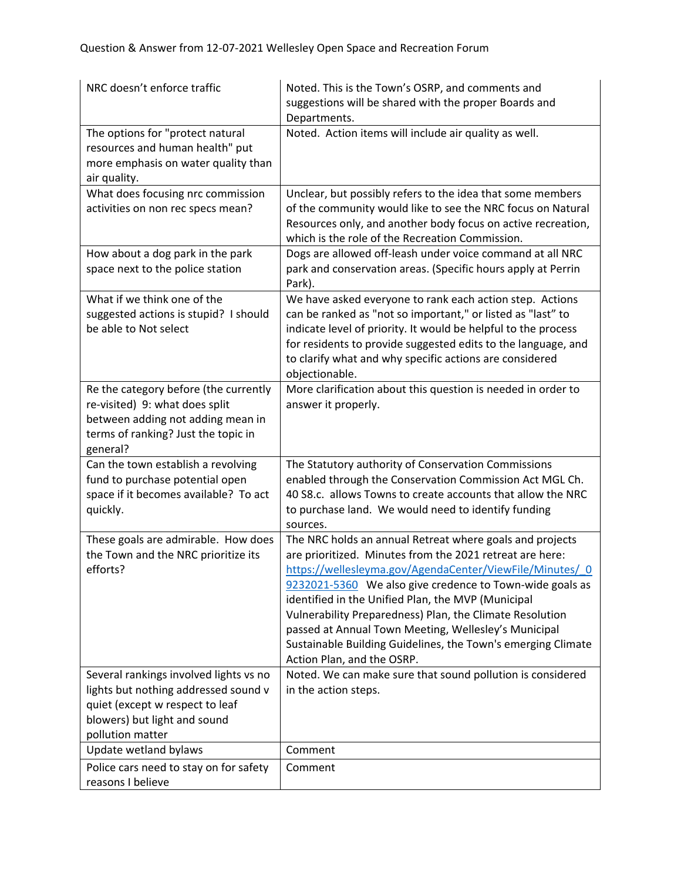| | |
|---|---|
| NRC doesn't enforce traffic | Noted. This is the Town's OSRP, and comments and suggestions will be shared with the proper Boards and Departments. |
| The options for "protect natural resources and human health" put more emphasis on water quality than air quality. | Noted. Action items will include air quality as well. |
| What does focusing nrc commission activities on non rec specs mean? | Unclear, but possibly refers to the idea that some members of the community would like to see the NRC focus on Natural Resources only, and another body focus on active recreation, which is the role of the Recreation Commission. |
| How about a dog park in the park space next to the police station | Dogs are allowed off-leash under voice command at all NRC park and conservation areas. (Specific hours apply at Perrin Park). |
| What if we think one of the suggested actions is stupid? I should be able to Not select | We have asked everyone to rank each action step. Actions can be ranked as "not so important," or listed as "last" to indicate level of priority. It would be helpful to the process for residents to provide suggested edits to the language, and to clarify what and why specific actions are considered objectionable. |
| Re the category before (the currently re-visited) 9: what does split between adding not adding mean in terms of ranking? Just the topic in general? | More clarification about this question is needed in order to answer it properly. |
| Can the town establish a revolving fund to purchase potential open space if it becomes available? To act quickly. | The Statutory authority of Conservation Commissions enabled through the Conservation Commission Act MGL Ch. 40 S8.c. allows Towns to create accounts that allow the NRC to purchase land. We would need to identify funding sources. |
| These goals are admirable. How does the Town and the NRC prioritize its efforts? | The NRC holds an annual Retreat where goals and projects are prioritized. Minutes from the 2021 retreat are here: https://wellesleyma.gov/AgendaCenter/ViewFile/Minutes/_09232021-5360 We also give credence to Town-wide goals as identified in the Unified Plan, the MVP (Municipal Vulnerability Preparedness) Plan, the Climate Resolution passed at Annual Town Meeting, Wellesley's Municipal Sustainable Building Guidelines, the Town's emerging Climate Action Plan, and the OSRP. |
| Several rankings involved lights vs no lights but nothing addressed sound v quiet (except w respect to leaf blowers) but light and sound pollution matter | Noted. We can make sure that sound pollution is considered in the action steps. |
| Update wetland bylaws | Comment |
| Police cars need to stay on for safety reasons I believe | Comment |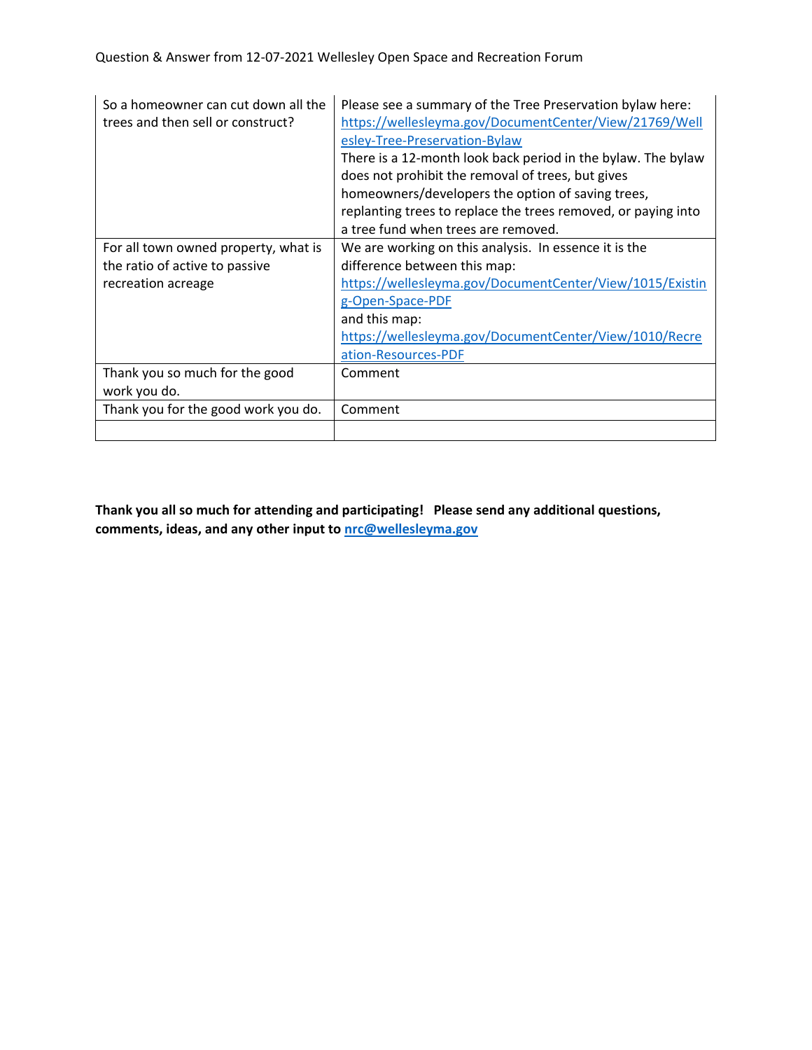| | |
|---|---|
| So a homeowner can cut down all the trees and then sell or construct? | Please see a summary of the Tree Preservation bylaw here: https://wellesleyma.gov/DocumentCenter/View/21769/Wellesley-Tree-Preservation-Bylaw There is a 12-month look back period in the bylaw. The bylaw does not prohibit the removal of trees, but gives homeowners/developers the option of saving trees, replanting trees to replace the trees removed, or paying into a tree fund when trees are removed. |
| For all town owned property, what is the ratio of active to passive recreation acreage | We are working on this analysis. In essence it is the difference between this map: https://wellesleyma.gov/DocumentCenter/View/1015/Existing-Open-Space-PDF and this map: https://wellesleyma.gov/DocumentCenter/View/1010/Recreation-Resources-PDF |
| Thank you so much for the good work you do. | Comment |
| Thank you for the good work you do. | Comment |
| | |

**Thank you all so much for attending and participating! Please send any additional questions, comments, ideas, and any other input to nrc@wellesleyma.gov**